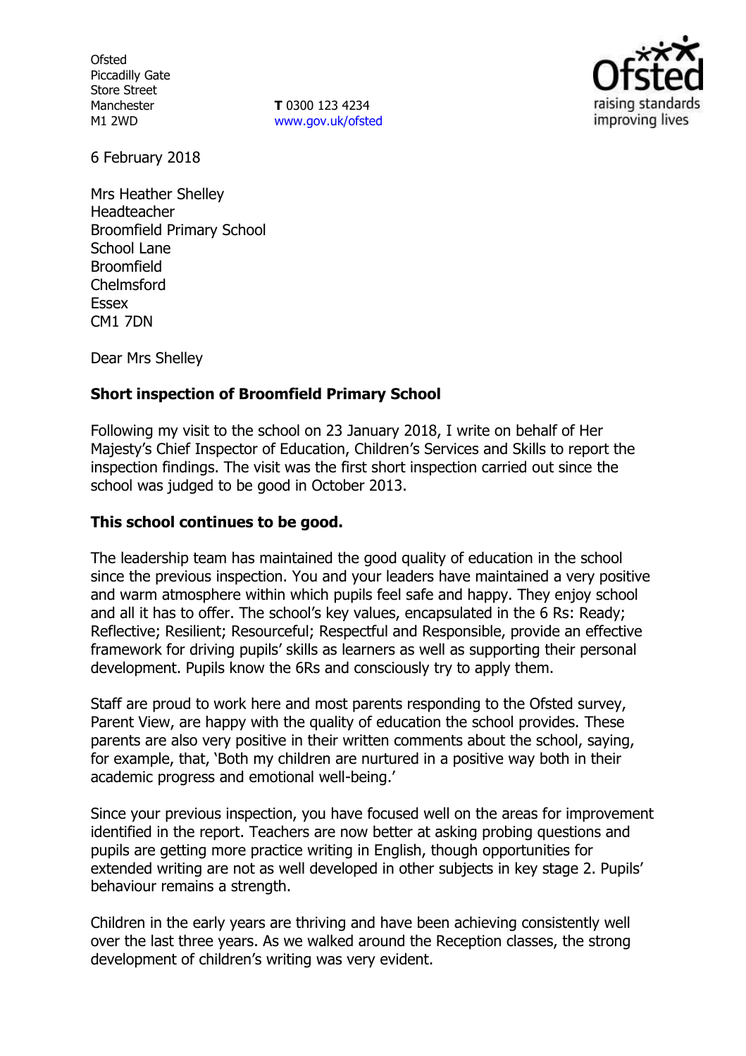Ofsted
Piccadilly Gate
Store Street
Manchester
M1 2WD

**T** 0300 123 4234
www.gov.uk/ofsted

6 February 2018

Mrs Heather Shelley
Headteacher
Broomfield Primary School
School Lane
Broomfield
Chelmsford
Essex
CM1 7DN

Dear Mrs Shelley

**Short inspection of Broomfield Primary School**

Following my visit to the school on 23 January 2018, I write on behalf of Her Majesty's Chief Inspector of Education, Children's Services and Skills to report the inspection findings. The visit was the first short inspection carried out since the school was judged to be good in October 2013.

**This school continues to be good.**

The leadership team has maintained the good quality of education in the school since the previous inspection. You and your leaders have maintained a very positive and warm atmosphere within which pupils feel safe and happy. They enjoy school and all it has to offer. The school's key values, encapsulated in the 6 Rs: Ready; Reflective; Resilient; Resourceful; Respectful and Responsible, provide an effective framework for driving pupils' skills as learners as well as supporting their personal development. Pupils know the 6Rs and consciously try to apply them.

Staff are proud to work here and most parents responding to the Ofsted survey, Parent View, are happy with the quality of education the school provides. These parents are also very positive in their written comments about the school, saying, for example, that, 'Both my children are nurtured in a positive way both in their academic progress and emotional well-being.'

Since your previous inspection, you have focused well on the areas for improvement identified in the report. Teachers are now better at asking probing questions and pupils are getting more practice writing in English, though opportunities for extended writing are not as well developed in other subjects in key stage 2. Pupils' behaviour remains a strength.

Children in the early years are thriving and have been achieving consistently well over the last three years. As we walked around the Reception classes, the strong development of children's writing was very evident.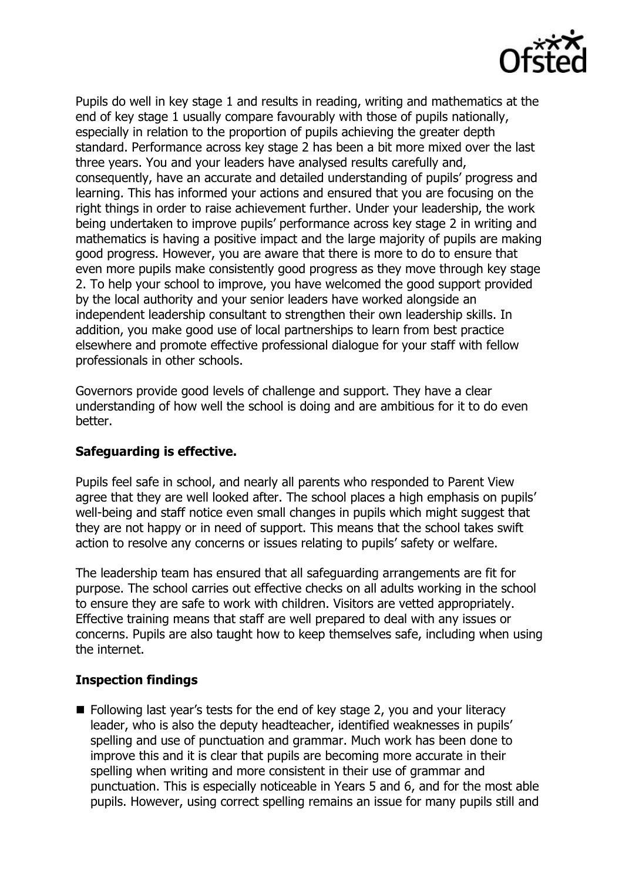Pupils do well in key stage 1 and results in reading, writing and mathematics at the end of key stage 1 usually compare favourably with those of pupils nationally, especially in relation to the proportion of pupils achieving the greater depth standard. Performance across key stage 2 has been a bit more mixed over the last three years. You and your leaders have analysed results carefully and, consequently, have an accurate and detailed understanding of pupils' progress and learning. This has informed your actions and ensured that you are focusing on the right things in order to raise achievement further. Under your leadership, the work being undertaken to improve pupils' performance across key stage 2 in writing and mathematics is having a positive impact and the large majority of pupils are making good progress. However, you are aware that there is more to do to ensure that even more pupils make consistently good progress as they move through key stage 2. To help your school to improve, you have welcomed the good support provided by the local authority and your senior leaders have worked alongside an independent leadership consultant to strengthen their own leadership skills. In addition, you make good use of local partnerships to learn from best practice elsewhere and promote effective professional dialogue for your staff with fellow professionals in other schools.

Governors provide good levels of challenge and support. They have a clear understanding of how well the school is doing and are ambitious for it to do even better.

## Safeguarding is effective.

Pupils feel safe in school, and nearly all parents who responded to Parent View agree that they are well looked after. The school places a high emphasis on pupils' well-being and staff notice even small changes in pupils which might suggest that they are not happy or in need of support. This means that the school takes swift action to resolve any concerns or issues relating to pupils' safety or welfare.

The leadership team has ensured that all safeguarding arrangements are fit for purpose. The school carries out effective checks on all adults working in the school to ensure they are safe to work with children. Visitors are vetted appropriately. Effective training means that staff are well prepared to deal with any issues or concerns. Pupils are also taught how to keep themselves safe, including when using the internet.

## Inspection findings

- Following last year's tests for the end of key stage 2, you and your literacy leader, who is also the deputy headteacher, identified weaknesses in pupils' spelling and use of punctuation and grammar. Much work has been done to improve this and it is clear that pupils are becoming more accurate in their spelling when writing and more consistent in their use of grammar and punctuation. This is especially noticeable in Years 5 and 6, and for the most able pupils. However, using correct spelling remains an issue for many pupils still and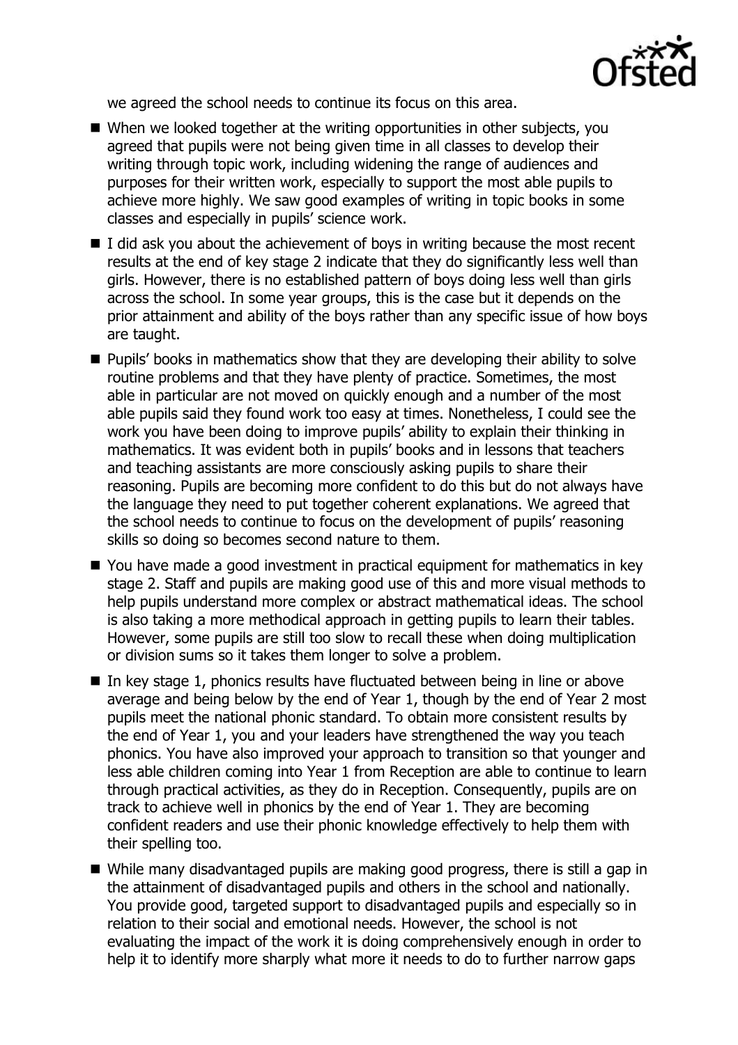we agreed the school needs to continue its focus on this area.

- When we looked together at the writing opportunities in other subjects, you agreed that pupils were not being given time in all classes to develop their writing through topic work, including widening the range of audiences and purposes for their written work, especially to support the most able pupils to achieve more highly. We saw good examples of writing in topic books in some classes and especially in pupils' science work.
- I did ask you about the achievement of boys in writing because the most recent results at the end of key stage 2 indicate that they do significantly less well than girls. However, there is no established pattern of boys doing less well than girls across the school. In some year groups, this is the case but it depends on the prior attainment and ability of the boys rather than any specific issue of how boys are taught.
- Pupils' books in mathematics show that they are developing their ability to solve routine problems and that they have plenty of practice. Sometimes, the most able in particular are not moved on quickly enough and a number of the most able pupils said they found work too easy at times. Nonetheless, I could see the work you have been doing to improve pupils' ability to explain their thinking in mathematics. It was evident both in pupils' books and in lessons that teachers and teaching assistants are more consciously asking pupils to share their reasoning. Pupils are becoming more confident to do this but do not always have the language they need to put together coherent explanations. We agreed that the school needs to continue to focus on the development of pupils' reasoning skills so doing so becomes second nature to them.
- You have made a good investment in practical equipment for mathematics in key stage 2. Staff and pupils are making good use of this and more visual methods to help pupils understand more complex or abstract mathematical ideas. The school is also taking a more methodical approach in getting pupils to learn their tables. However, some pupils are still too slow to recall these when doing multiplication or division sums so it takes them longer to solve a problem.
- In key stage 1, phonics results have fluctuated between being in line or above average and being below by the end of Year 1, though by the end of Year 2 most pupils meet the national phonic standard. To obtain more consistent results by the end of Year 1, you and your leaders have strengthened the way you teach phonics. You have also improved your approach to transition so that younger and less able children coming into Year 1 from Reception are able to continue to learn through practical activities, as they do in Reception. Consequently, pupils are on track to achieve well in phonics by the end of Year 1. They are becoming confident readers and use their phonic knowledge effectively to help them with their spelling too.
- While many disadvantaged pupils are making good progress, there is still a gap in the attainment of disadvantaged pupils and others in the school and nationally. You provide good, targeted support to disadvantaged pupils and especially so in relation to their social and emotional needs. However, the school is not evaluating the impact of the work it is doing comprehensively enough in order to help it to identify more sharply what more it needs to do to further narrow gaps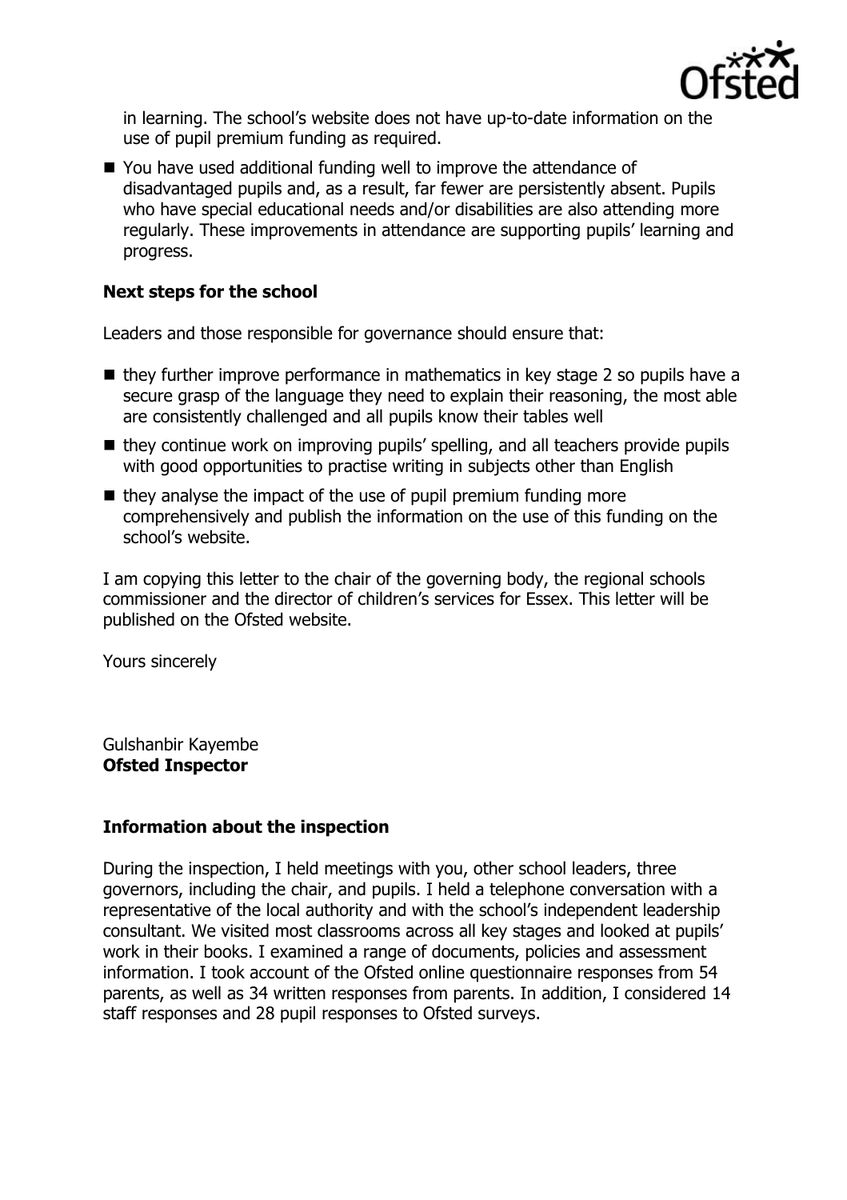in learning. The school's website does not have up-to-date information on the use of pupil premium funding as required.

- You have used additional funding well to improve the attendance of disadvantaged pupils and, as a result, far fewer are persistently absent. Pupils who have special educational needs and/or disabilities are also attending more regularly. These improvements in attendance are supporting pupils' learning and progress.

### Next steps for the school

Leaders and those responsible for governance should ensure that:

- they further improve performance in mathematics in key stage 2 so pupils have a secure grasp of the language they need to explain their reasoning, the most able are consistently challenged and all pupils know their tables well
- they continue work on improving pupils' spelling, and all teachers provide pupils with good opportunities to practise writing in subjects other than English
- they analyse the impact of the use of pupil premium funding more comprehensively and publish the information on the use of this funding on the school's website.

I am copying this letter to the chair of the governing body, the regional schools commissioner and the director of children's services for Essex. This letter will be published on the Ofsted website.

Yours sincerely

Gulshanbir Kayembe
**Ofsted Inspector**

### Information about the inspection

During the inspection, I held meetings with you, other school leaders, three governors, including the chair, and pupils. I held a telephone conversation with a representative of the local authority and with the school's independent leadership consultant. We visited most classrooms across all key stages and looked at pupils' work in their books. I examined a range of documents, policies and assessment information. I took account of the Ofsted online questionnaire responses from 54 parents, as well as 34 written responses from parents. In addition, I considered 14 staff responses and 28 pupil responses to Ofsted surveys.